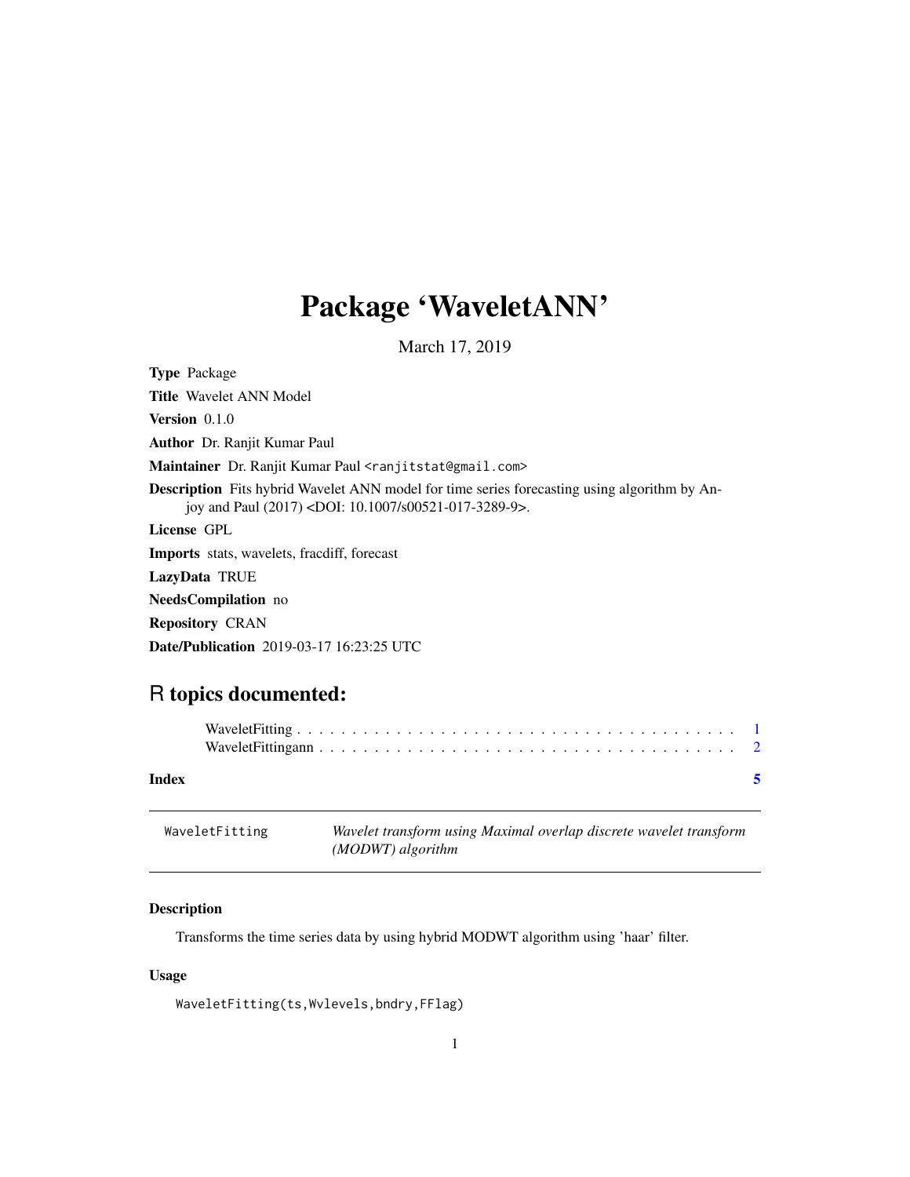# Package 'WaveletANN'

March 17, 2019

**Type** Package

**Title** Wavelet ANN Model

**Version** 0.1.0

**Author** Dr. Ranjit Kumar Paul

**Maintainer** Dr. Ranjit Kumar Paul <ranjitstat@gmail.com>

**Description** Fits hybrid Wavelet ANN model for time series forecasting using algorithm by Anjoy and Paul (2017) <DOI: 10.1007/s00521-017-3289-9>.

**License** GPL

**Imports** stats, wavelets, fracdiff, forecast

**LazyData** TRUE

**NeedsCompilation** no

**Repository** CRAN

**Date/Publication** 2019-03-17 16:23:25 UTC

## R topics documented:

- WaveletFitting . . . . . . . . . . . . . . . . . . . . . . . . . . . . . . . . . . . . . . . . . 1
- WaveletFittingann . . . . . . . . . . . . . . . . . . . . . . . . . . . . . . . . . . . . . . 2

**Index** 5

---

`WaveletFitting` *Wavelet transform using Maximal overlap discrete wavelet transform (MODWT) algorithm*

### Description

Transforms the time series data by using hybrid MODWT algorithm using 'haar' filter.

### Usage

```
WaveletFitting(ts,Wvlevels,bndry,FFlag)
```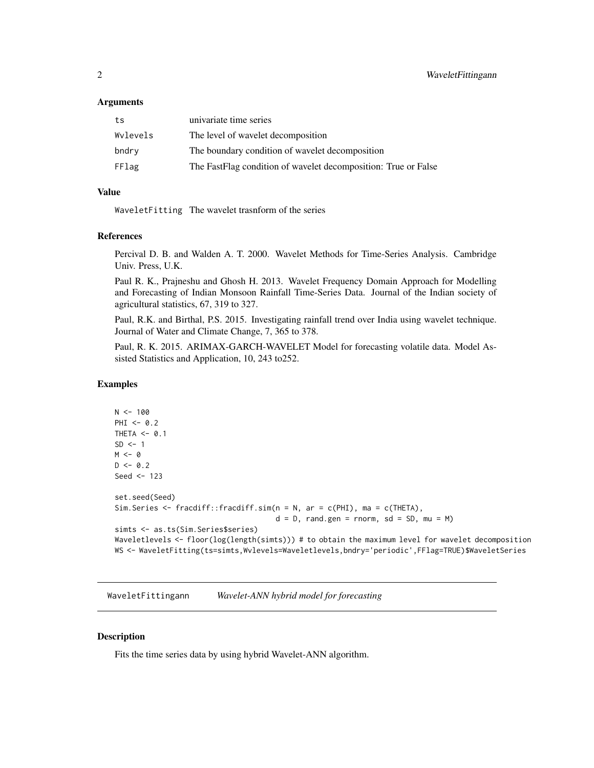### Arguments

| | |
|---|---|
| ts | univariate time series |
| Wvlevels | The level of wavelet decomposition |
| bndry | The boundary condition of wavelet decomposition |
| FFlag | The FastFlag condition of wavelet decomposition: True or False |

### Value

| | |
|---|---|
| WaveletFitting | The wavelet trasnform of the series |

### References

Percival D. B. and Walden A. T. 2000. Wavelet Methods for Time-Series Analysis. Cambridge Univ. Press, U.K.

Paul R. K., Prajneshu and Ghosh H. 2013. Wavelet Frequency Domain Approach for Modelling and Forecasting of Indian Monsoon Rainfall Time-Series Data. Journal of the Indian society of agricultural statistics, 67, 319 to 327.

Paul, R.K. and Birthal, P.S. 2015. Investigating rainfall trend over India using wavelet technique. Journal of Water and Climate Change, 7, 365 to 378.

Paul, R. K. 2015. ARIMAX-GARCH-WAVELET Model for forecasting volatile data. Model Assisted Statistics and Application, 10, 243 to252.

### Examples

```
N <- 100
PHI <- 0.2
THETA <- 0.1
SD <- 1
M <- 0
D <- 0.2
Seed <- 123

set.seed(Seed)
Sim.Series <- fracdiff::fracdiff.sim(n = N, ar = c(PHI), ma = c(THETA),
                                     d = D, rand.gen = rnorm, sd = SD, mu = M)
simts <- as.ts(Sim.Series$series)
Waveletlevels <- floor(log(length(simts))) # to obtain the maximum level for wavelet decomposition
WS <- WaveletFitting(ts=simts,Wvlevels=Waveletlevels,bndry='periodic',FFlag=TRUE)$WaveletSeries
```

---

## WaveletFittingann *Wavelet-ANN hybrid model for forecasting*

### Description

Fits the time series data by using hybrid Wavelet-ANN algorithm.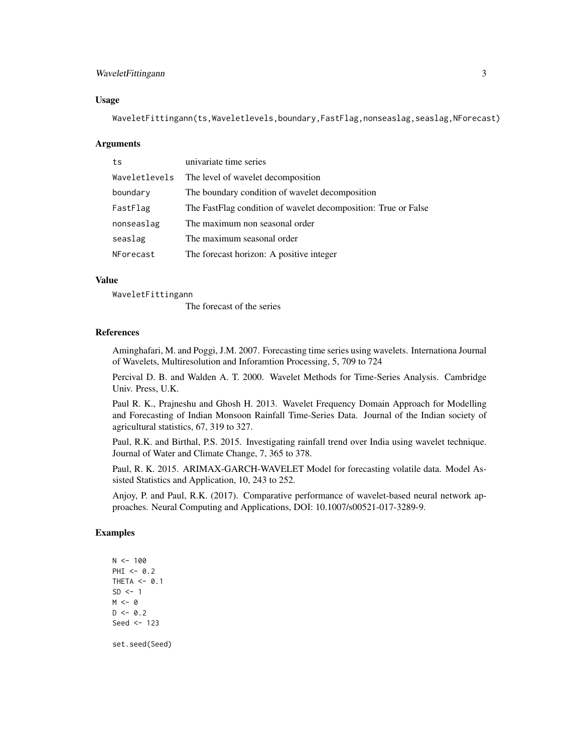### Usage

```
WaveletFittingann(ts,Waveletlevels,boundary,FastFlag,nonseaslag,seaslag,NForecast)
```

### Arguments

| | |
|---|---|
| ts | univariate time series |
| Waveletlevels | The level of wavelet decomposition |
| boundary | The boundary condition of wavelet decomposition |
| FastFlag | The FastFlag condition of wavelet decomposition: True or False |
| nonseaslag | The maximum non seasonal order |
| seaslag | The maximum seasonal order |
| NForecast | The forecast horizon: A positive integer |

### Value

WaveletFittingann
: The forecast of the series

### References

Aminghafari, M. and Poggi, J.M. 2007. Forecasting time series using wavelets. Internationa Journal of Wavelets, Multiresolution and Inforamtion Processing, 5, 709 to 724

Percival D. B. and Walden A. T. 2000. Wavelet Methods for Time-Series Analysis. Cambridge Univ. Press, U.K.

Paul R. K., Prajneshu and Ghosh H. 2013. Wavelet Frequency Domain Approach for Modelling and Forecasting of Indian Monsoon Rainfall Time-Series Data. Journal of the Indian society of agricultural statistics, 67, 319 to 327.

Paul, R.K. and Birthal, P.S. 2015. Investigating rainfall trend over India using wavelet technique. Journal of Water and Climate Change, 7, 365 to 378.

Paul, R. K. 2015. ARIMAX-GARCH-WAVELET Model for forecasting volatile data. Model Assisted Statistics and Application, 10, 243 to 252.

Anjoy, P. and Paul, R.K. (2017). Comparative performance of wavelet-based neural network approaches. Neural Computing and Applications, DOI: 10.1007/s00521-017-3289-9.

### Examples

```
N <- 100
PHI <- 0.2
THETA <- 0.1
SD <- 1
M <- 0
D <- 0.2
Seed <- 123

set.seed(Seed)
```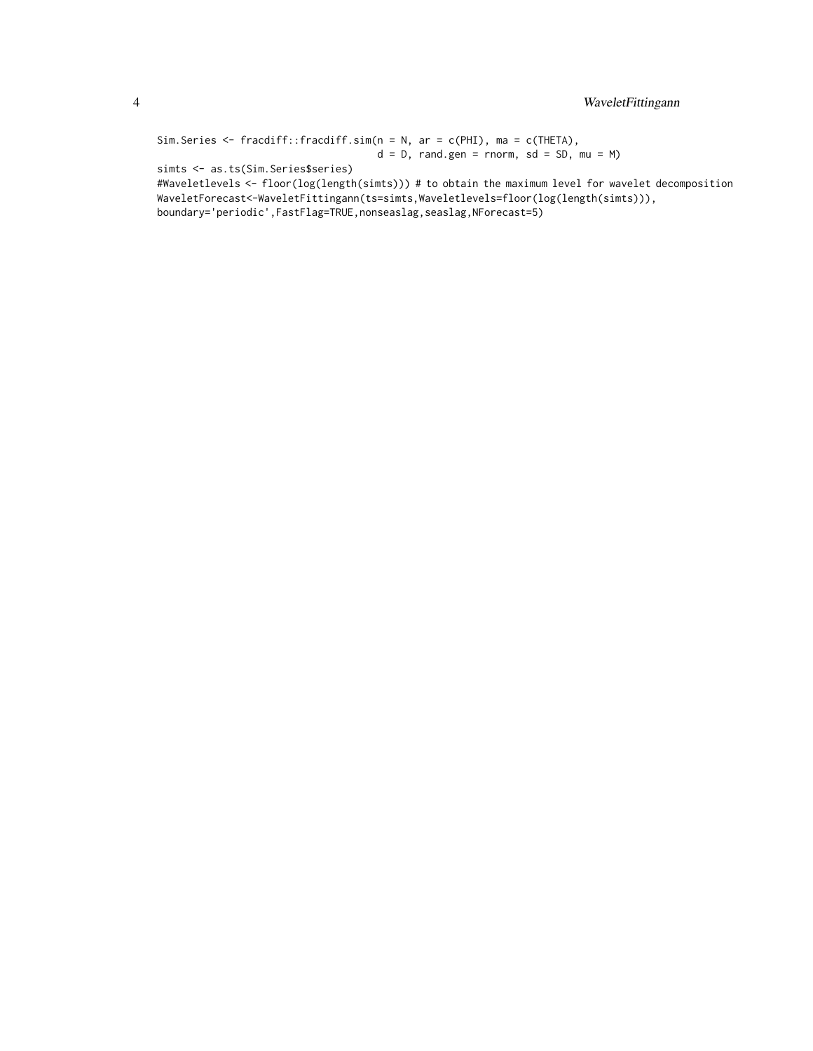```
Sim.Series <- fracdiff::fracdiff.sim(n = N, ar = c(PHI), ma = c(THETA),
                                     d = D, rand.gen = rnorm, sd = SD, mu = M)
simts <- as.ts(Sim.Series$series)
#Waveletlevels <- floor(log(length(simts))) # to obtain the maximum level for wavelet decomposition
WaveletForecast<-WaveletFittingann(ts=simts,Waveletlevels=floor(log(length(simts))),
boundary='periodic',FastFlag=TRUE,nonseaslag,seaslag,NForecast=5)
```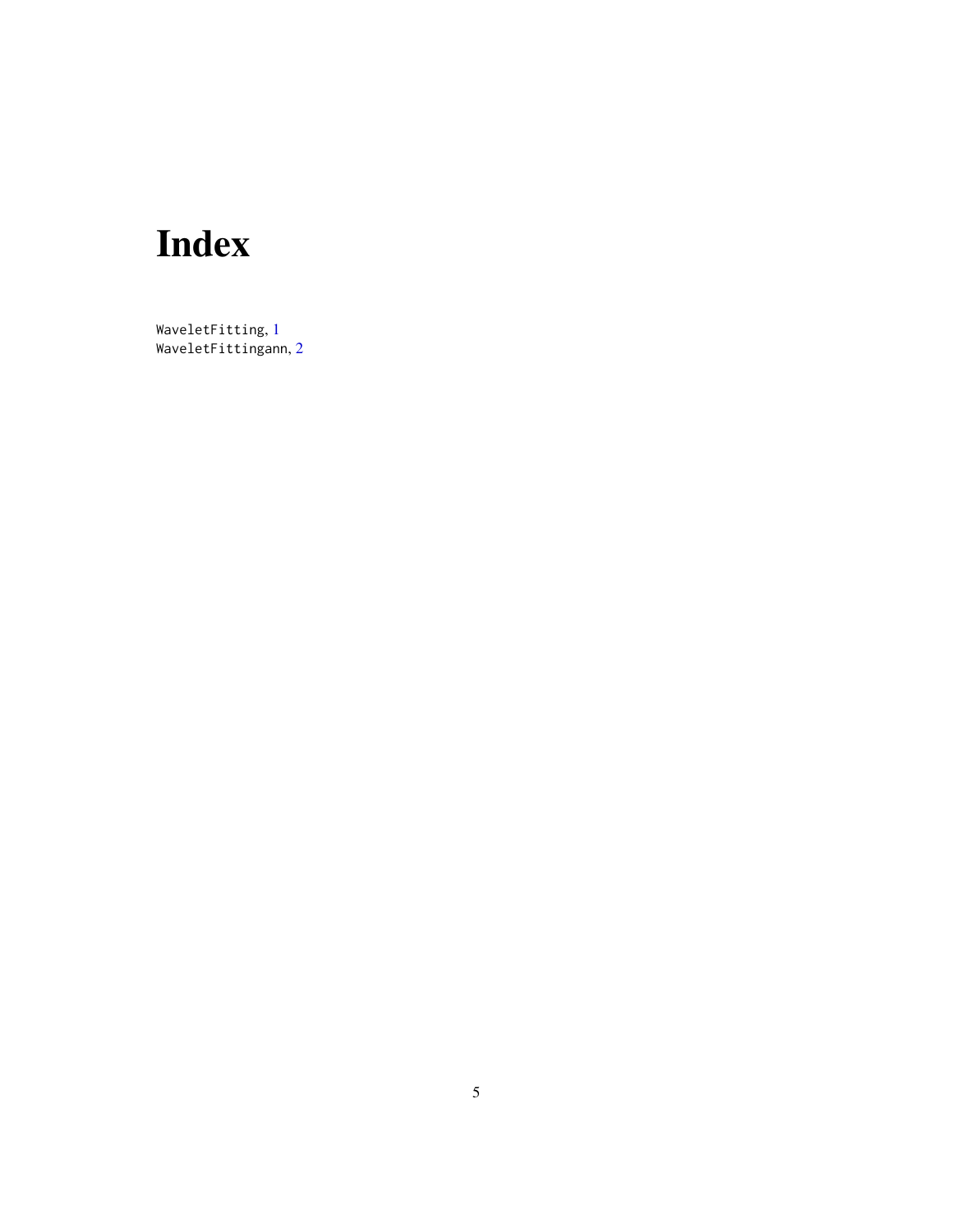# Index

WaveletFitting, 1
WaveletFittingann, 2